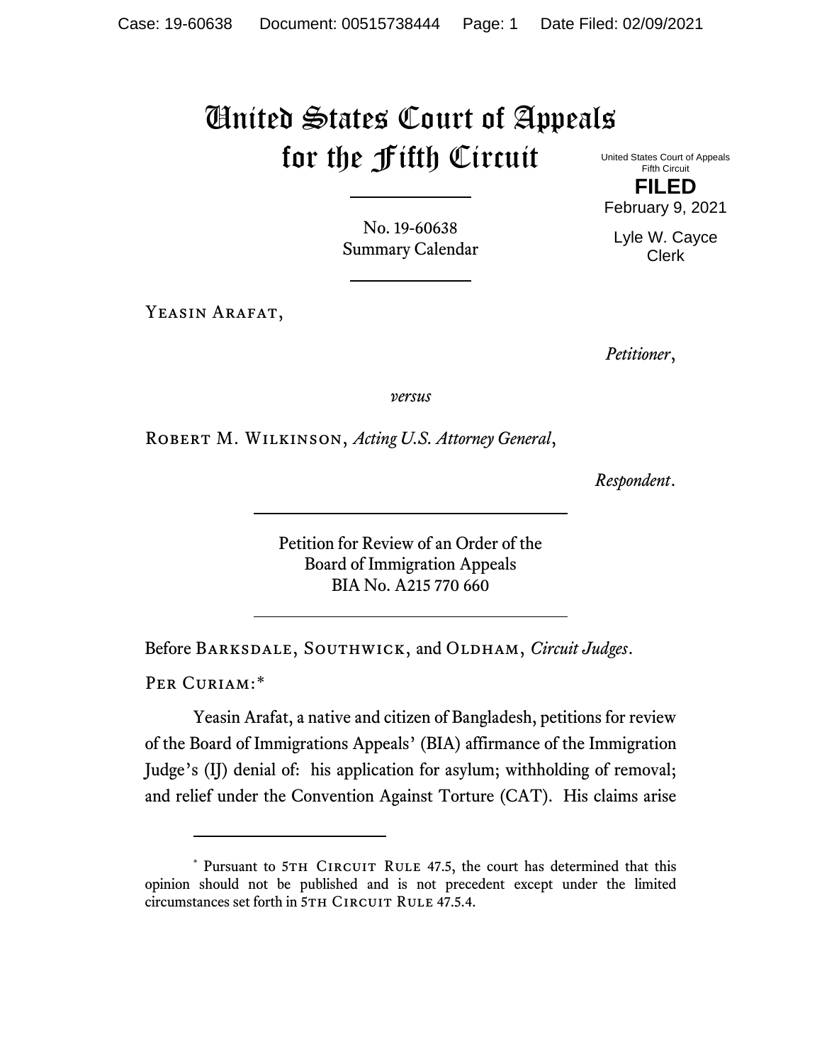# United States Court of Appeals for the Fifth Circuit

United States Court of Appeals
Fifth Circuit

**FILED**

February 9, 2021

Lyle W. Cayce
Clerk

No. 19-60638
Summary Calendar

---

Yeasin Arafat,

*Petitioner*,

*versus*

Robert M. Wilkinson, *Acting U.S. Attorney General*,

*Respondent*.

---

Petition for Review of an Order of the
Board of Immigration Appeals
BIA No. A215 770 660

---

Before Barksdale, Southwick, and Oldham, *Circuit Judges*.

Per Curiam:*

Yeasin Arafat, a native and citizen of Bangladesh, petitions for review of the Board of Immigrations Appeals' (BIA) affirmance of the Immigration Judge's (IJ) denial of: his application for asylum; withholding of removal; and relief under the Convention Against Torture (CAT). His claims arise

---

\* Pursuant to 5th Circuit Rule 47.5, the court has determined that this opinion should not be published and is not precedent except under the limited circumstances set forth in 5th Circuit Rule 47.5.4.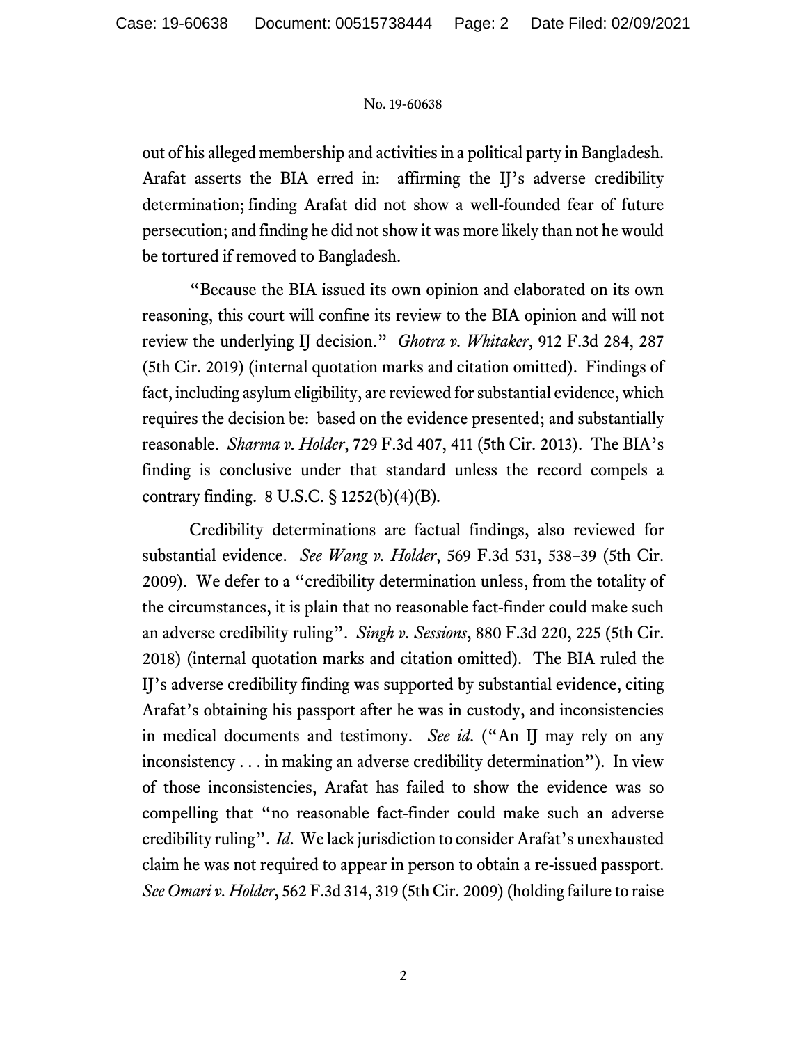out of his alleged membership and activities in a political party in Bangladesh. Arafat asserts the BIA erred in: affirming the IJ's adverse credibility determination; finding Arafat did not show a well-founded fear of future persecution; and finding he did not show it was more likely than not he would be tortured if removed to Bangladesh.

"Because the BIA issued its own opinion and elaborated on its own reasoning, this court will confine its review to the BIA opinion and will not review the underlying IJ decision." *Ghotra v. Whitaker*, 912 F.3d 284, 287 (5th Cir. 2019) (internal quotation marks and citation omitted). Findings of fact, including asylum eligibility, are reviewed for substantial evidence, which requires the decision be: based on the evidence presented; and substantially reasonable. *Sharma v. Holder*, 729 F.3d 407, 411 (5th Cir. 2013). The BIA's finding is conclusive under that standard unless the record compels a contrary finding. 8 U.S.C. § 1252(b)(4)(B).

Credibility determinations are factual findings, also reviewed for substantial evidence. *See Wang v. Holder*, 569 F.3d 531, 538–39 (5th Cir. 2009). We defer to a "credibility determination unless, from the totality of the circumstances, it is plain that no reasonable fact-finder could make such an adverse credibility ruling". *Singh v. Sessions*, 880 F.3d 220, 225 (5th Cir. 2018) (internal quotation marks and citation omitted). The BIA ruled the IJ's adverse credibility finding was supported by substantial evidence, citing Arafat's obtaining his passport after he was in custody, and inconsistencies in medical documents and testimony. *See id.* ("An IJ may rely on any inconsistency . . . in making an adverse credibility determination"). In view of those inconsistencies, Arafat has failed to show the evidence was so compelling that "no reasonable fact-finder could make such an adverse credibility ruling". *Id.* We lack jurisdiction to consider Arafat's unexhausted claim he was not required to appear in person to obtain a re-issued passport. *See Omari v. Holder*, 562 F.3d 314, 319 (5th Cir. 2009) (holding failure to raise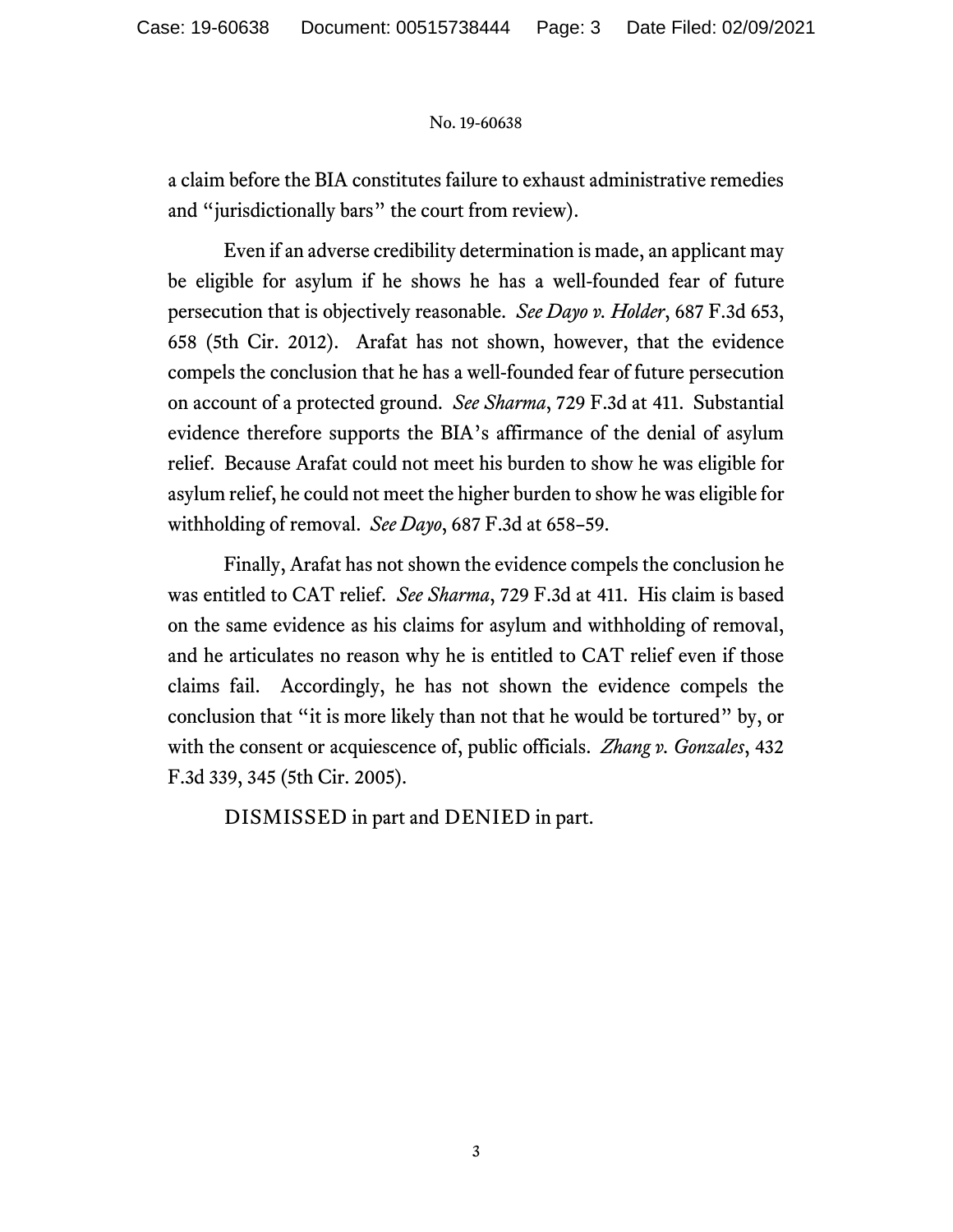a claim before the BIA constitutes failure to exhaust administrative remedies and "jurisdictionally bars" the court from review).

Even if an adverse credibility determination is made, an applicant may be eligible for asylum if he shows he has a well-founded fear of future persecution that is objectively reasonable. *See Dayo v. Holder*, 687 F.3d 653, 658 (5th Cir. 2012). Arafat has not shown, however, that the evidence compels the conclusion that he has a well-founded fear of future persecution on account of a protected ground. *See Sharma*, 729 F.3d at 411. Substantial evidence therefore supports the BIA's affirmance of the denial of asylum relief. Because Arafat could not meet his burden to show he was eligible for asylum relief, he could not meet the higher burden to show he was eligible for withholding of removal. *See Dayo*, 687 F.3d at 658–59.

Finally, Arafat has not shown the evidence compels the conclusion he was entitled to CAT relief. *See Sharma*, 729 F.3d at 411. His claim is based on the same evidence as his claims for asylum and withholding of removal, and he articulates no reason why he is entitled to CAT relief even if those claims fail. Accordingly, he has not shown the evidence compels the conclusion that "it is more likely than not that he would be tortured" by, or with the consent or acquiescence of, public officials. *Zhang v. Gonzales*, 432 F.3d 339, 345 (5th Cir. 2005).

DISMISSED in part and DENIED in part.